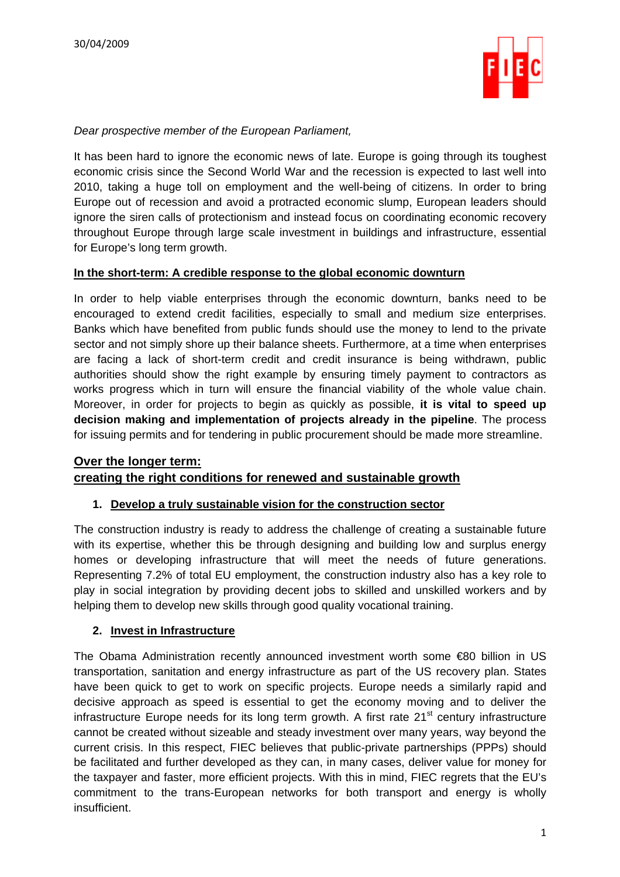30/04/2009

*Dear prospective member of the European Parliament,*

It has been hard to ignore the economic news of late. Europe is going through its toughest economic crisis since the Second World War and the recession is expected to last well into 2010, taking a huge toll on employment and the well-being of citizens. In order to bring Europe out of recession and avoid a protracted economic slump, European leaders should ignore the siren calls of protectionism and instead focus on coordinating economic recovery throughout Europe through large scale investment in buildings and infrastructure, essential for Europe's long term growth.

## In the short-term: A credible response to the global economic downturn

In order to help viable enterprises through the economic downturn, banks need to be encouraged to extend credit facilities, especially to small and medium size enterprises. Banks which have benefited from public funds should use the money to lend to the private sector and not simply shore up their balance sheets. Furthermore, at a time when enterprises are facing a lack of short-term credit and credit insurance is being withdrawn, public authorities should show the right example by ensuring timely payment to contractors as works progress which in turn will ensure the financial viability of the whole value chain. Moreover, in order for projects to begin as quickly as possible, **it is vital to speed up decision making and implementation of projects already in the pipeline**. The process for issuing permits and for tendering in public procurement should be made more streamline.

## Over the longer term: creating the right conditions for renewed and sustainable growth

### 1. Develop a truly sustainable vision for the construction sector

The construction industry is ready to address the challenge of creating a sustainable future with its expertise, whether this be through designing and building low and surplus energy homes or developing infrastructure that will meet the needs of future generations. Representing 7.2% of total EU employment, the construction industry also has a key role to play in social integration by providing decent jobs to skilled and unskilled workers and by helping them to develop new skills through good quality vocational training.

### 2. Invest in Infrastructure

The Obama Administration recently announced investment worth some €80 billion in US transportation, sanitation and energy infrastructure as part of the US recovery plan. States have been quick to get to work on specific projects. Europe needs a similarly rapid and decisive approach as speed is essential to get the economy moving and to deliver the infrastructure Europe needs for its long term growth. A first rate 21st century infrastructure cannot be created without sizeable and steady investment over many years, way beyond the current crisis. In this respect, FIEC believes that public-private partnerships (PPPs) should be facilitated and further developed as they can, in many cases, deliver value for money for the taxpayer and faster, more efficient projects. With this in mind, FIEC regrets that the EU's commitment to the trans-European networks for both transport and energy is wholly insufficient.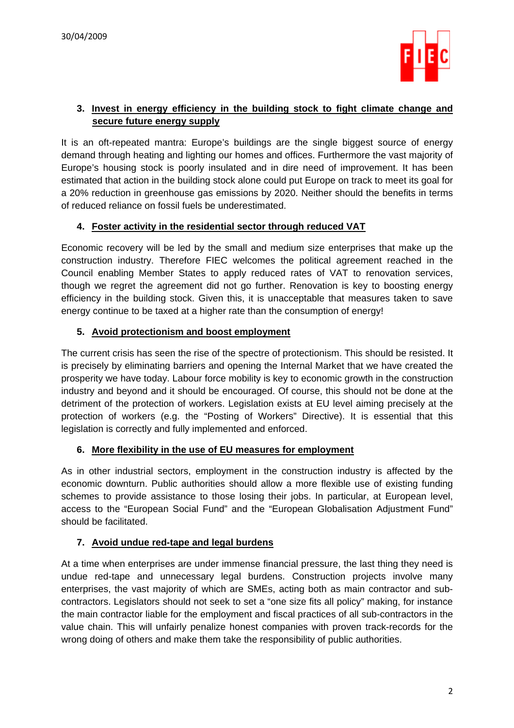### 3. Invest in energy efficiency in the building stock to fight climate change and secure future energy supply

It is an oft-repeated mantra: Europe's buildings are the single biggest source of energy demand through heating and lighting our homes and offices. Furthermore the vast majority of Europe's housing stock is poorly insulated and in dire need of improvement. It has been estimated that action in the building stock alone could put Europe on track to meet its goal for a 20% reduction in greenhouse gas emissions by 2020. Neither should the benefits in terms of reduced reliance on fossil fuels be underestimated.

### 4. Foster activity in the residential sector through reduced VAT

Economic recovery will be led by the small and medium size enterprises that make up the construction industry. Therefore FIEC welcomes the political agreement reached in the Council enabling Member States to apply reduced rates of VAT to renovation services, though we regret the agreement did not go further. Renovation is key to boosting energy efficiency in the building stock. Given this, it is unacceptable that measures taken to save energy continue to be taxed at a higher rate than the consumption of energy!

### 5. Avoid protectionism and boost employment

The current crisis has seen the rise of the spectre of protectionism. This should be resisted. It is precisely by eliminating barriers and opening the Internal Market that we have created the prosperity we have today. Labour force mobility is key to economic growth in the construction industry and beyond and it should be encouraged. Of course, this should not be done at the detriment of the protection of workers. Legislation exists at EU level aiming precisely at the protection of workers (e.g. the "Posting of Workers" Directive). It is essential that this legislation is correctly and fully implemented and enforced.

### 6. More flexibility in the use of EU measures for employment

As in other industrial sectors, employment in the construction industry is affected by the economic downturn. Public authorities should allow a more flexible use of existing funding schemes to provide assistance to those losing their jobs. In particular, at European level, access to the "European Social Fund" and the "European Globalisation Adjustment Fund" should be facilitated.

### 7. Avoid undue red-tape and legal burdens

At a time when enterprises are under immense financial pressure, the last thing they need is undue red-tape and unnecessary legal burdens. Construction projects involve many enterprises, the vast majority of which are SMEs, acting both as main contractor and sub-contractors. Legislators should not seek to set a "one size fits all policy" making, for instance the main contractor liable for the employment and fiscal practices of all sub-contractors in the value chain. This will unfairly penalize honest companies with proven track-records for the wrong doing of others and make them take the responsibility of public authorities.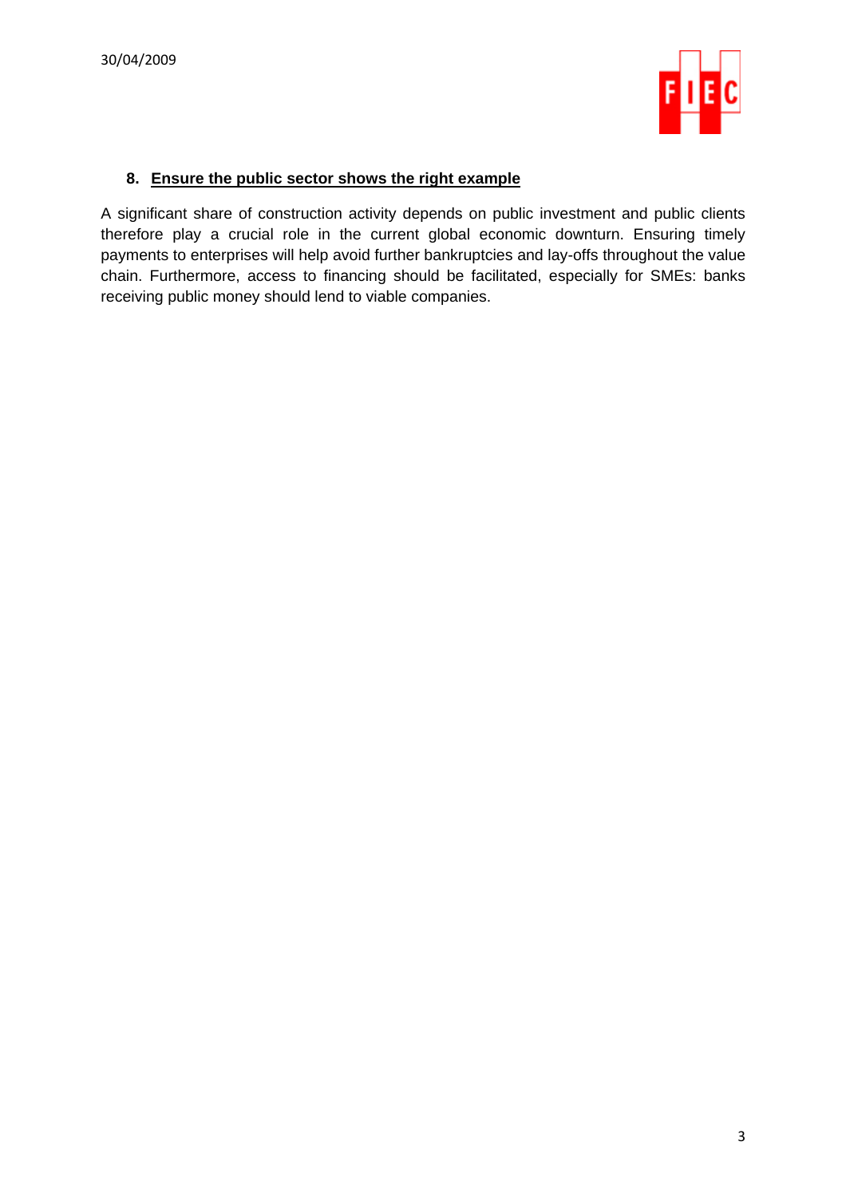## 8. Ensure the public sector shows the right example

A significant share of construction activity depends on public investment and public clients therefore play a crucial role in the current global economic downturn. Ensuring timely payments to enterprises will help avoid further bankruptcies and lay-offs throughout the value chain. Furthermore, access to financing should be facilitated, especially for SMEs: banks receiving public money should lend to viable companies.